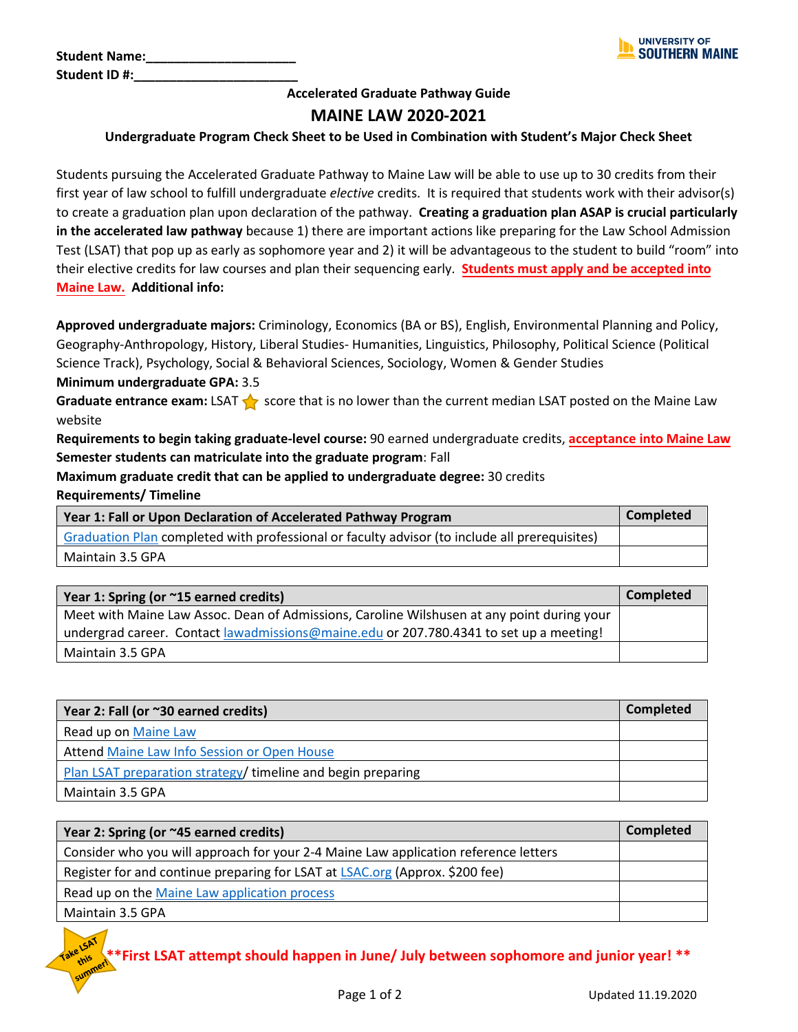Student Name:____________________

Student ID #:______________________

UNIVERSITY OF SOUTHERN MAINE

**Accelerated Graduate Pathway Guide**

# MAINE LAW 2020-2021

**Undergraduate Program Check Sheet to be Used in Combination with Student's Major Check Sheet**

Students pursuing the Accelerated Graduate Pathway to Maine Law will be able to use up to 30 credits from their first year of law school to fulfill undergraduate *elective* credits. It is required that students work with their advisor(s) to create a graduation plan upon declaration of the pathway. **Creating a graduation plan ASAP is crucial particularly in the accelerated law pathway** because 1) there are important actions like preparing for the Law School Admission Test (LSAT) that pop up as early as sophomore year and 2) it will be advantageous to the student to build "room" into their elective credits for law courses and plan their sequencing early. **Students must apply and be accepted into Maine Law.** **Additional info:**

**Approved undergraduate majors:** Criminology, Economics (BA or BS), English, Environmental Planning and Policy, Geography-Anthropology, History, Liberal Studies- Humanities, Linguistics, Philosophy, Political Science (Political Science Track), Psychology, Social & Behavioral Sciences, Sociology, Women & Gender Studies

**Minimum undergraduate GPA:** 3.5

**Graduate entrance exam:** LSAT ⭐ score that is no lower than the current median LSAT posted on the Maine Law website

**Requirements to begin taking graduate-level course:** 90 earned undergraduate credits, acceptance into Maine Law

**Semester students can matriculate into the graduate program**: Fall

**Maximum graduate credit that can be applied to undergraduate degree:** 30 credits

**Requirements/ Timeline**

| Year 1: Fall or Upon Declaration of Accelerated Pathway Program | Completed |
|---|---|
| Graduation Plan completed with professional or faculty advisor (to include all prerequisites) | |
| Maintain 3.5 GPA | |

| Year 1: Spring (or ~15 earned credits) | Completed |
|---|---|
| Meet with Maine Law Assoc. Dean of Admissions, Caroline Wilshusen at any point during your undergrad career. Contact lawadmissions@maine.edu or 207.780.4341 to set up a meeting! | |
| Maintain 3.5 GPA | |

| Year 2: Fall (or ~30 earned credits) | Completed |
|---|---|
| Read up on Maine Law | |
| Attend Maine Law Info Session or Open House | |
| Plan LSAT preparation strategy/ timeline and begin preparing | |
| Maintain 3.5 GPA | |

| Year 2: Spring (or ~45 earned credits) | Completed |
|---|---|
| Consider who you will approach for your 2-4 Maine Law application reference letters | |
| Register for and continue preparing for LSAT at LSAC.org (Approx. $200 fee) | |
| Read up on the Maine Law application process | |
| Maintain 3.5 GPA | |

Take LSAT this summer!

**\*\*First LSAT attempt should happen in June/ July between sophomore and junior year! \*\***

Updated 11.19.2020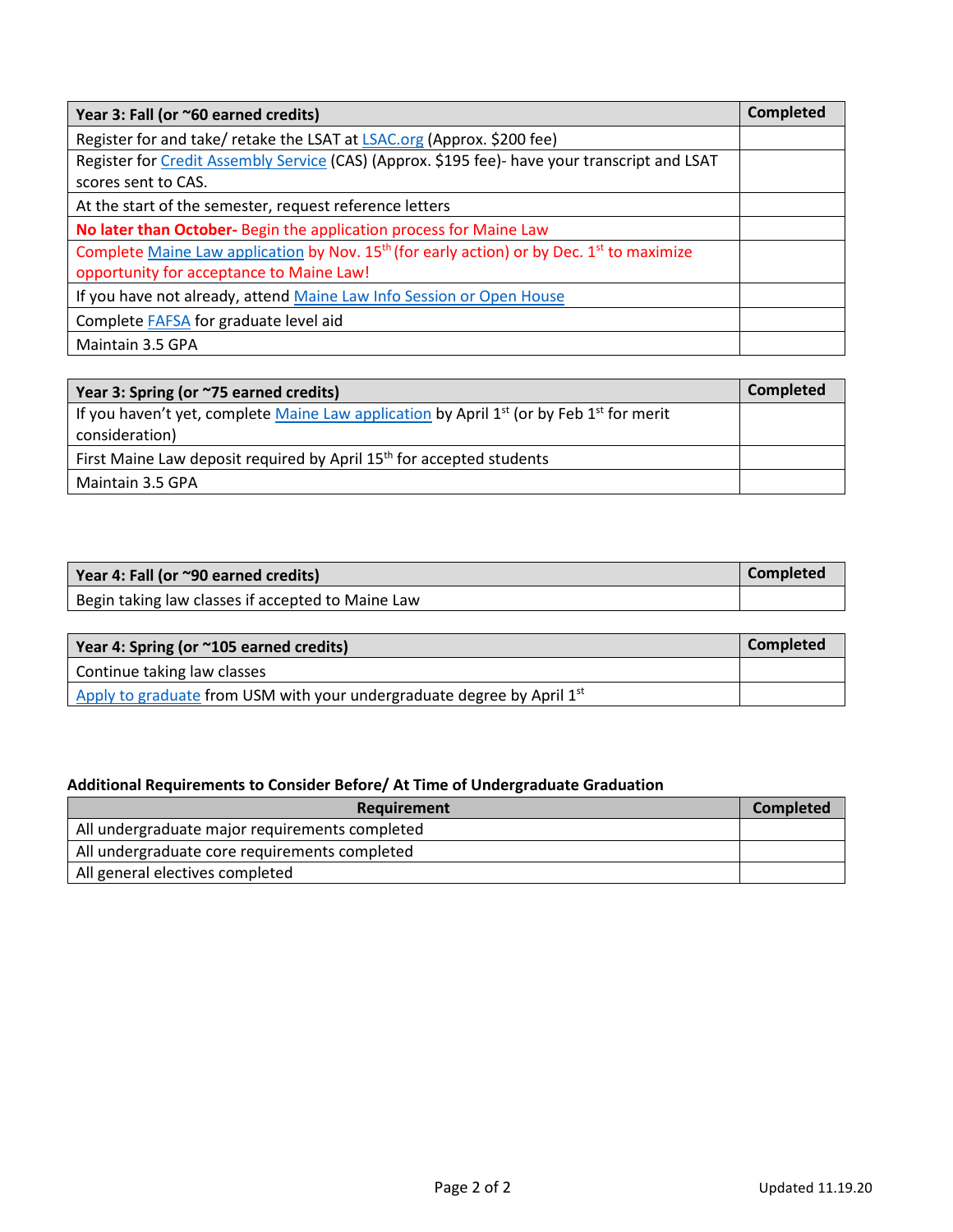| Year 3: Fall (or ~60 earned credits) | Completed |
|---|---|
| Register for and take/ retake the LSAT at LSAC.org (Approx. $200 fee) | |
| Register for Credit Assembly Service (CAS) (Approx. $195 fee)- have your transcript and LSAT scores sent to CAS. | |
| At the start of the semester, request reference letters | |
| **No later than October-** Begin the application process for Maine Law | |
| Complete Maine Law application by Nov. 15th (for early action) or by Dec. 1st to maximize opportunity for acceptance to Maine Law! | |
| If you have not already, attend Maine Law Info Session or Open House | |
| Complete FAFSA for graduate level aid | |
| Maintain 3.5 GPA | |

| Year 3: Spring (or ~75 earned credits) | Completed |
|---|---|
| If you haven't yet, complete Maine Law application by April 1st (or by Feb 1st for merit consideration) | |
| First Maine Law deposit required by April 15th for accepted students | |
| Maintain 3.5 GPA | |

| Year 4: Fall (or ~90 earned credits) | Completed |
|---|---|
| Begin taking law classes if accepted to Maine Law | |

| Year 4: Spring (or ~105 earned credits) | Completed |
|---|---|
| Continue taking law classes | |
| Apply to graduate from USM with your undergraduate degree by April 1st | |

**Additional Requirements to Consider Before/ At Time of Undergraduate Graduation**

| Requirement | Completed |
|---|---|
| All undergraduate major requirements completed | |
| All undergraduate core requirements completed | |
| All general electives completed | |

Updated 11.19.20